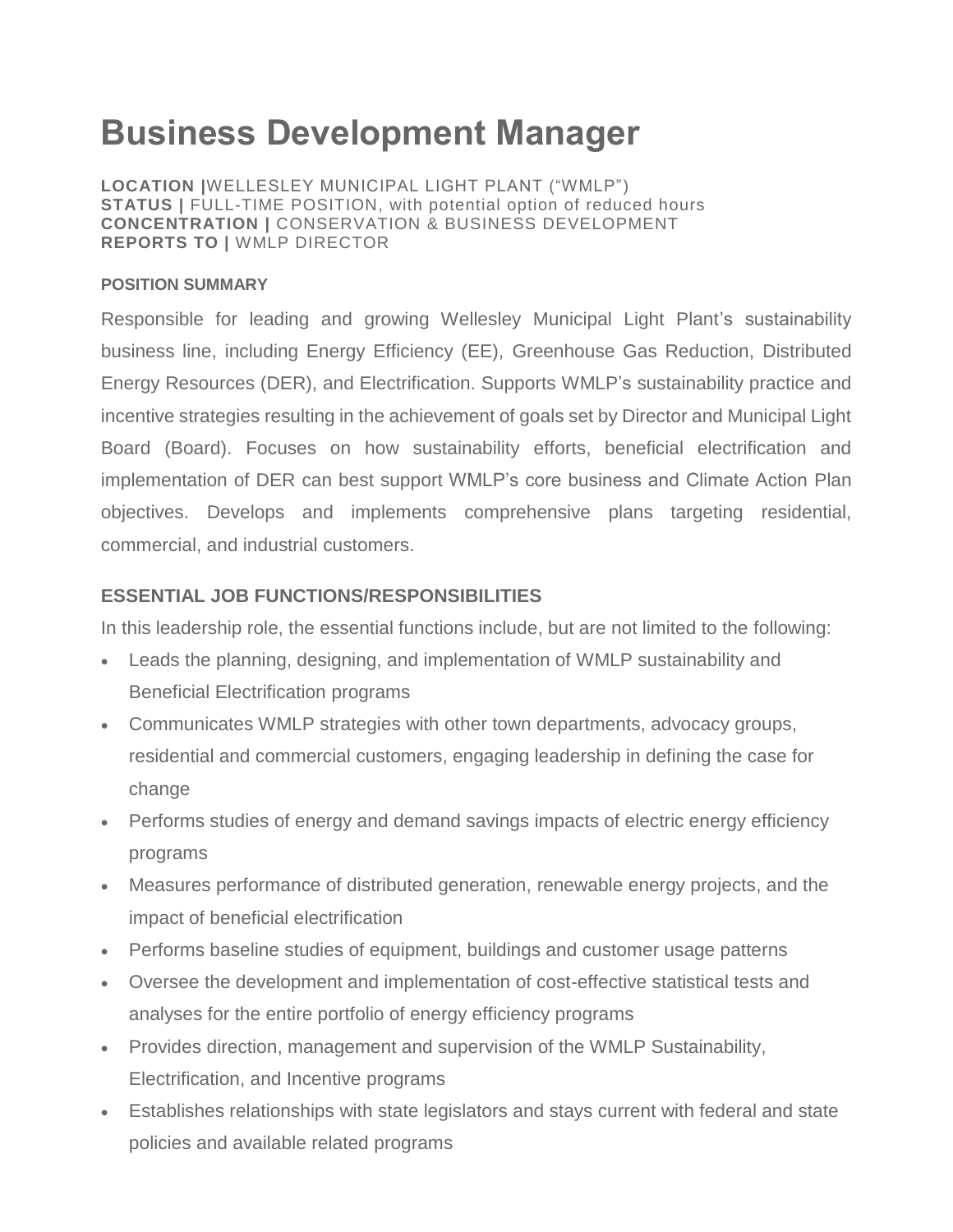# Business Development Manager

**LOCATION |**WELLESLEY MUNICIPAL LIGHT PLANT ("WMLP")
**STATUS |** FULL-TIME POSITION, with potential option of reduced hours
**CONCENTRATION |** CONSERVATION & BUSINESS DEVELOPMENT
**REPORTS TO |** WMLP DIRECTOR

#### POSITION SUMMARY

Responsible for leading and growing Wellesley Municipal Light Plant's sustainability business line, including Energy Efficiency (EE), Greenhouse Gas Reduction, Distributed Energy Resources (DER), and Electrification. Supports WMLP's sustainability practice and incentive strategies resulting in the achievement of goals set by Director and Municipal Light Board (Board). Focuses on how sustainability efforts, beneficial electrification and implementation of DER can best support WMLP's core business and Climate Action Plan objectives. Develops and implements comprehensive plans targeting residential, commercial, and industrial customers.

### ESSENTIAL JOB FUNCTIONS/RESPONSIBILITIES

In this leadership role, the essential functions include, but are not limited to the following:

- Leads the planning, designing, and implementation of WMLP sustainability and Beneficial Electrification programs
- Communicates WMLP strategies with other town departments, advocacy groups, residential and commercial customers, engaging leadership in defining the case for change
- Performs studies of energy and demand savings impacts of electric energy efficiency programs
- Measures performance of distributed generation, renewable energy projects, and the impact of beneficial electrification
- Performs baseline studies of equipment, buildings and customer usage patterns
- Oversee the development and implementation of cost-effective statistical tests and analyses for the entire portfolio of energy efficiency programs
- Provides direction, management and supervision of the WMLP Sustainability, Electrification, and Incentive programs
- Establishes relationships with state legislators and stays current with federal and state policies and available related programs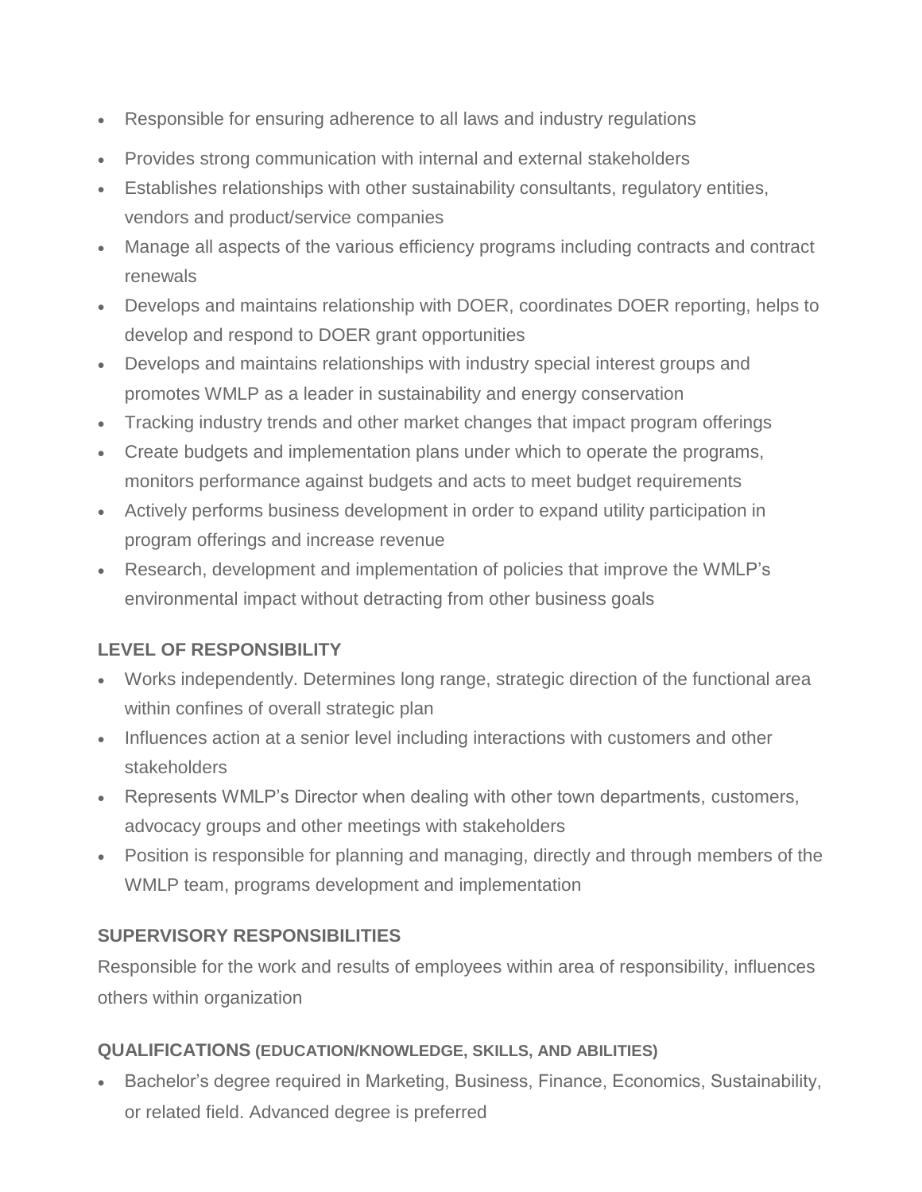- Responsible for ensuring adherence to all laws and industry regulations
- Provides strong communication with internal and external stakeholders
- Establishes relationships with other sustainability consultants, regulatory entities, vendors and product/service companies
- Manage all aspects of the various efficiency programs including contracts and contract renewals
- Develops and maintains relationship with DOER, coordinates DOER reporting, helps to develop and respond to DOER grant opportunities
- Develops and maintains relationships with industry special interest groups and promotes WMLP as a leader in sustainability and energy conservation
- Tracking industry trends and other market changes that impact program offerings
- Create budgets and implementation plans under which to operate the programs, monitors performance against budgets and acts to meet budget requirements
- Actively performs business development in order to expand utility participation in program offerings and increase revenue
- Research, development and implementation of policies that improve the WMLP's environmental impact without detracting from other business goals

**LEVEL OF RESPONSIBILITY**

- Works independently. Determines long range, strategic direction of the functional area within confines of overall strategic plan
- Influences action at a senior level including interactions with customers and other stakeholders
- Represents WMLP's Director when dealing with other town departments, customers, advocacy groups and other meetings with stakeholders
- Position is responsible for planning and managing, directly and through members of the WMLP team, programs development and implementation

**SUPERVISORY RESPONSIBILITIES**

Responsible for the work and results of employees within area of responsibility, influences others within organization

**QUALIFICATIONS (EDUCATION/KNOWLEDGE, SKILLS, AND ABILITIES)**

- Bachelor's degree required in Marketing, Business, Finance, Economics, Sustainability, or related field. Advanced degree is preferred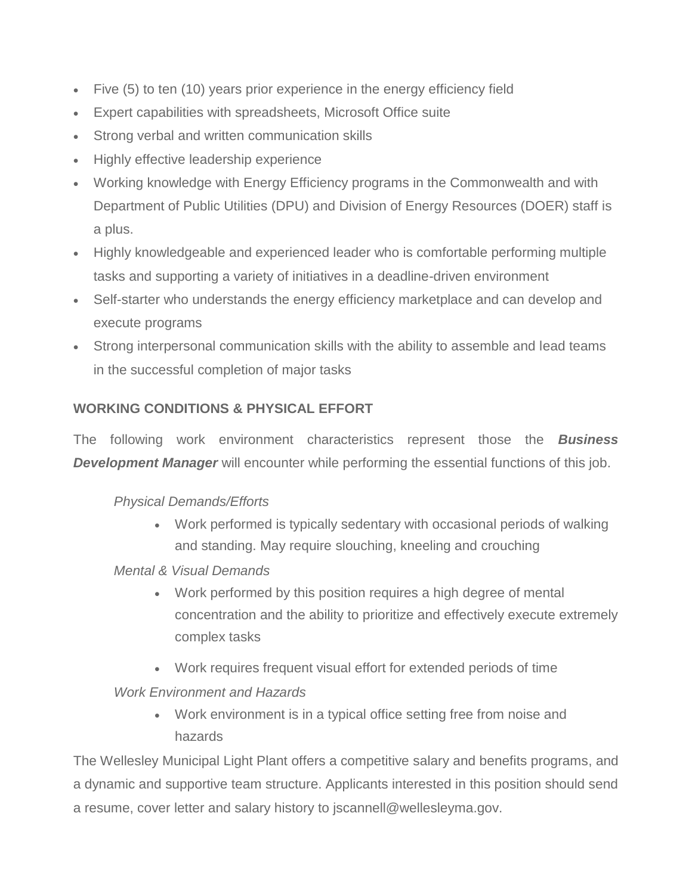- Five (5) to ten (10) years prior experience in the energy efficiency field
- Expert capabilities with spreadsheets, Microsoft Office suite
- Strong verbal and written communication skills
- Highly effective leadership experience
- Working knowledge with Energy Efficiency programs in the Commonwealth and with Department of Public Utilities (DPU) and Division of Energy Resources (DOER) staff is a plus.
- Highly knowledgeable and experienced leader who is comfortable performing multiple tasks and supporting a variety of initiatives in a deadline-driven environment
- Self-starter who understands the energy efficiency marketplace and can develop and execute programs
- Strong interpersonal communication skills with the ability to assemble and lead teams in the successful completion of major tasks

**WORKING CONDITIONS & PHYSICAL EFFORT**

The following work environment characteristics represent those the ***Business Development Manager*** will encounter while performing the essential functions of this job.

*Physical Demands/Efforts*

- Work performed is typically sedentary with occasional periods of walking and standing. May require slouching, kneeling and crouching

*Mental & Visual Demands*

- Work performed by this position requires a high degree of mental concentration and the ability to prioritize and effectively execute extremely complex tasks
- Work requires frequent visual effort for extended periods of time

*Work Environment and Hazards*

- Work environment is in a typical office setting free from noise and hazards

The Wellesley Municipal Light Plant offers a competitive salary and benefits programs, and a dynamic and supportive team structure. Applicants interested in this position should send a resume, cover letter and salary history to jscannell@wellesleyma.gov.